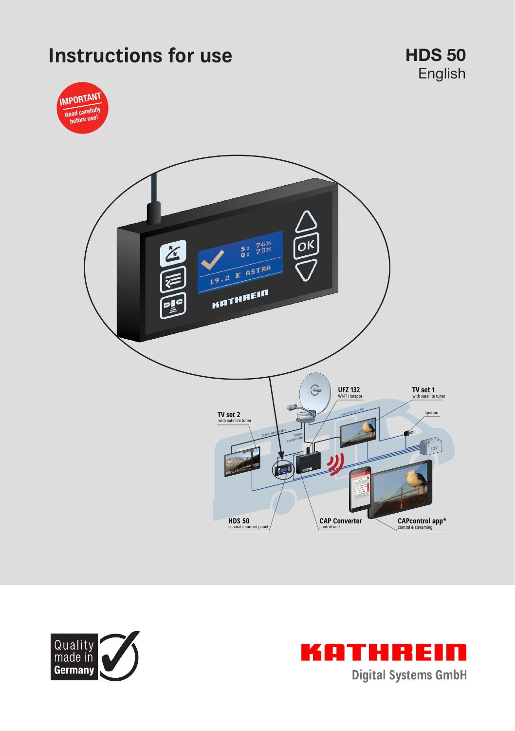# Instructions for use

**HDS 50**
English

**IMPORTANT**
Read carefully before use!

S: 76%
Q: 73%
19.2 E ASTRA

KATHREIN

UFZ 132
Wi-Fi Hotspot

TV set 1
with satellite tuner

TV set 2
with satellite tuner

Ignition

12V

HDS 50
separate control panel

CAP Converter
control unit

CAPcontrol app*
control & streaming

Quality made in Germany

KATHREIN
Digital Systems GmbH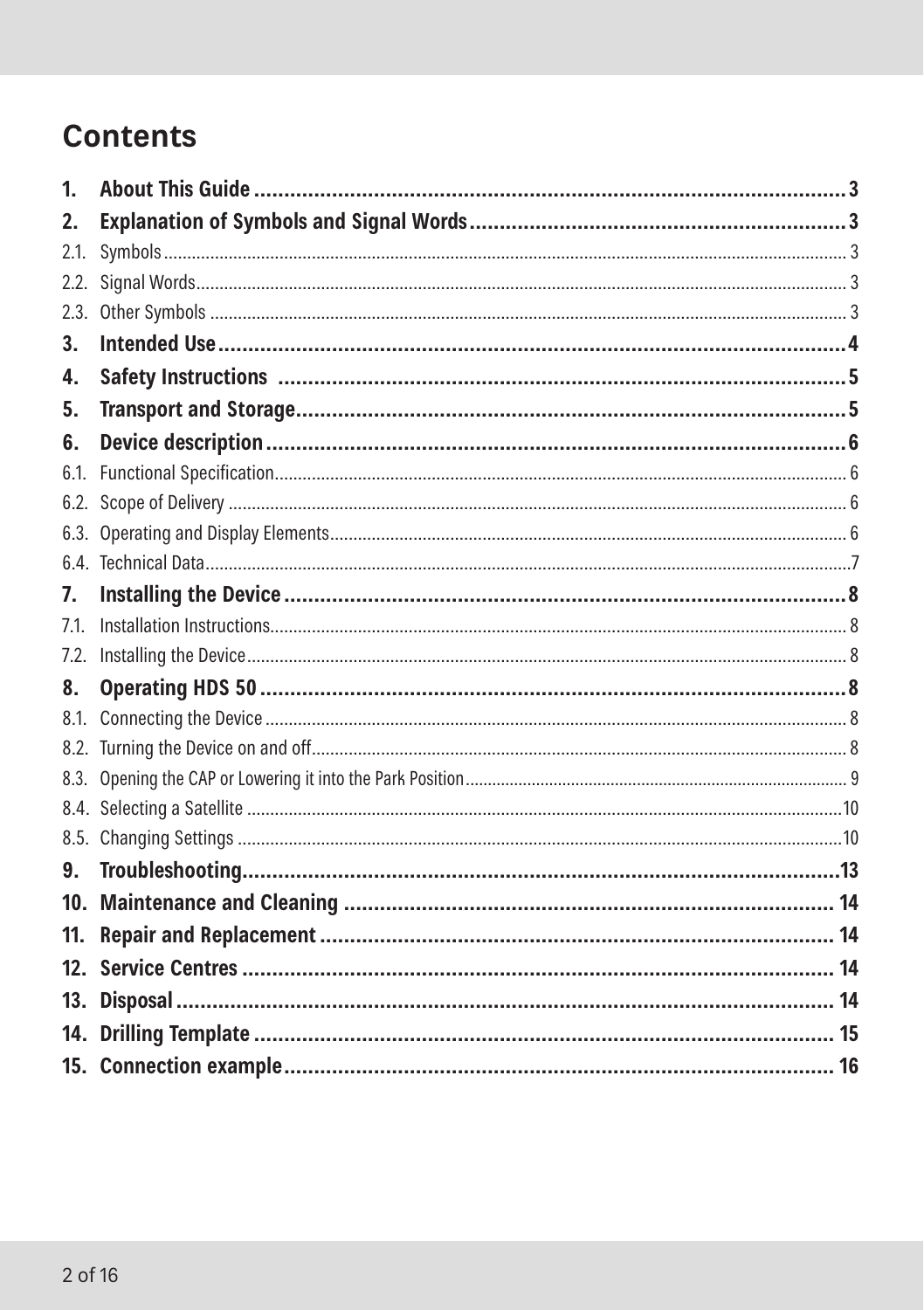# Contents

1. **About This Guide** ... 3
2. **Explanation of Symbols and Signal Words** ... 3
   - 2.1. Symbols ... 3
   - 2.2. Signal Words ... 3
   - 2.3. Other Symbols ... 3
3. **Intended Use** ... 4
4. **Safety Instructions** ... 5
5. **Transport and Storage** ... 5
6. **Device description** ... 6
   - 6.1. Functional Specification ... 6
   - 6.2. Scope of Delivery ... 6
   - 6.3. Operating and Display Elements ... 6
   - 6.4. Technical Data ... 7
7. **Installing the Device** ... 8
   - 7.1. Installation Instructions ... 8
   - 7.2. Installing the Device ... 8
8. **Operating HDS 50** ... 8
   - 8.1. Connecting the Device ... 8
   - 8.2. Turning the Device on and off ... 8
   - 8.3. Opening the CAP or Lowering it into the Park Position ... 9
   - 8.4. Selecting a Satellite ... 10
   - 8.5. Changing Settings ... 10
9. **Troubleshooting** ... 13
10. **Maintenance and Cleaning** ... 14
11. **Repair and Replacement** ... 14
12. **Service Centres** ... 14
13. **Disposal** ... 14
14. **Drilling Template** ... 15
15. **Connection example** ... 16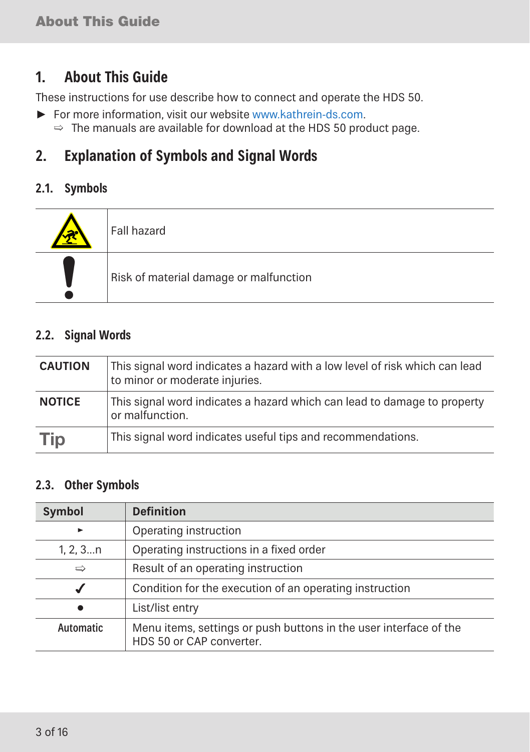# 1. About This Guide

These instructions for use describe how to connect and operate the HDS 50.

► For more information, visit our website www.kathrein-ds.com.
  ⇨ The manuals are available for download at the HDS 50 product page.

# 2. Explanation of Symbols and Signal Words

## 2.1. Symbols

| | |
|---|---|
| ⚠ | Fall hazard |
| ! | Risk of material damage or malfunction |

## 2.2. Signal Words

| | |
|---|---|
| **CAUTION** | This signal word indicates a hazard with a low level of risk which can lead to minor or moderate injuries. |
| **NOTICE** | This signal word indicates a hazard which can lead to damage to property or malfunction. |
| **Tip** | This signal word indicates useful tips and recommendations. |

## 2.3. Other Symbols

| Symbol | Definition |
|---|---|
| ► | Operating instruction |
| 1, 2, 3...n | Operating instructions in a fixed order |
| ⇨ | Result of an operating instruction |
| ✓ | Condition for the execution of an operating instruction |
| ● | List/list entry |
| Automatic | Menu items, settings or push buttons in the user interface of the HDS 50 or CAP converter. |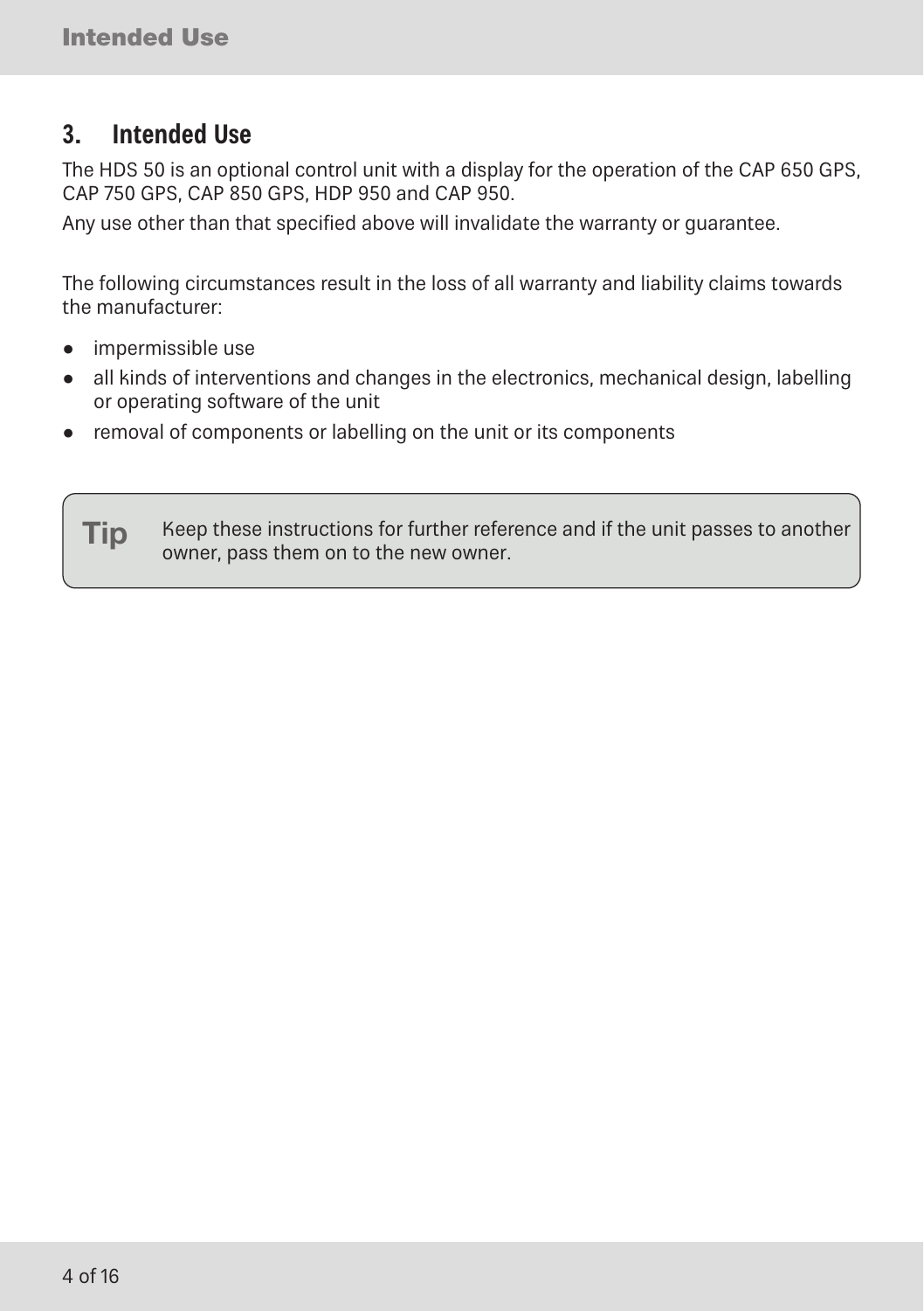## 3. Intended Use

The HDS 50 is an optional control unit with a display for the operation of the CAP 650 GPS, CAP 750 GPS, CAP 850 GPS, HDP 950 and CAP 950.

Any use other than that specified above will invalidate the warranty or guarantee.

The following circumstances result in the loss of all warranty and liability claims towards the manufacturer:

- impermissible use
- all kinds of interventions and changes in the electronics, mechanical design, labelling or operating software of the unit
- removal of components or labelling on the unit or its components

**Tip** Keep these instructions for further reference and if the unit passes to another owner, pass them on to the new owner.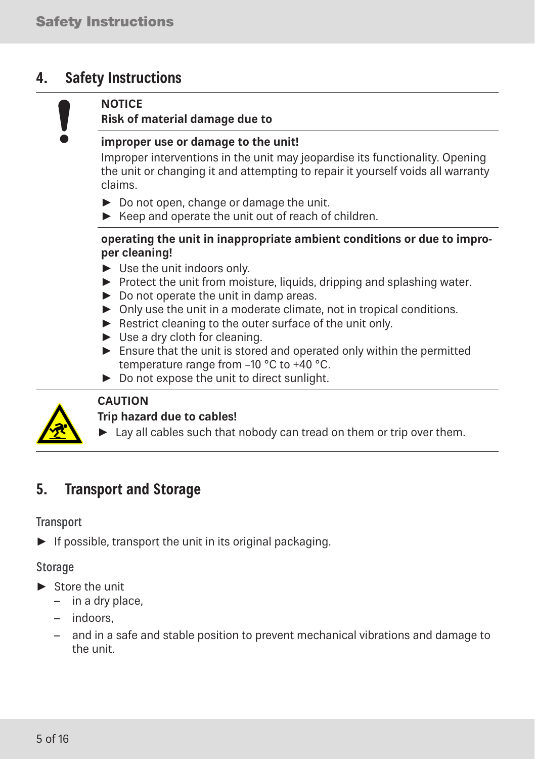## 4. Safety Instructions

**NOTICE**

**Risk of material damage due to**

**improper use or damage to the unit!**

Improper interventions in the unit may jeopardise its functionality. Opening the unit or changing it and attempting to repair it yourself voids all warranty claims.

- Do not open, change or damage the unit.
- Keep and operate the unit out of reach of children.

**operating the unit in inappropriate ambient conditions or due to improper cleaning!**

- Use the unit indoors only.
- Protect the unit from moisture, liquids, dripping and splashing water.
- Do not operate the unit in damp areas.
- Only use the unit in a moderate climate, not in tropical conditions.
- Restrict cleaning to the outer surface of the unit only.
- Use a dry cloth for cleaning.
- Ensure that the unit is stored and operated only within the permitted temperature range from –10 °C to +40 °C.
- Do not expose the unit to direct sunlight.

**CAUTION**

**Trip hazard due to cables!**

- Lay all cables such that nobody can tread on them or trip over them.

## 5. Transport and Storage

### Transport

- If possible, transport the unit in its original packaging.

### Storage

- Store the unit
  - in a dry place,
  - indoors,
  - and in a safe and stable position to prevent mechanical vibrations and damage to the unit.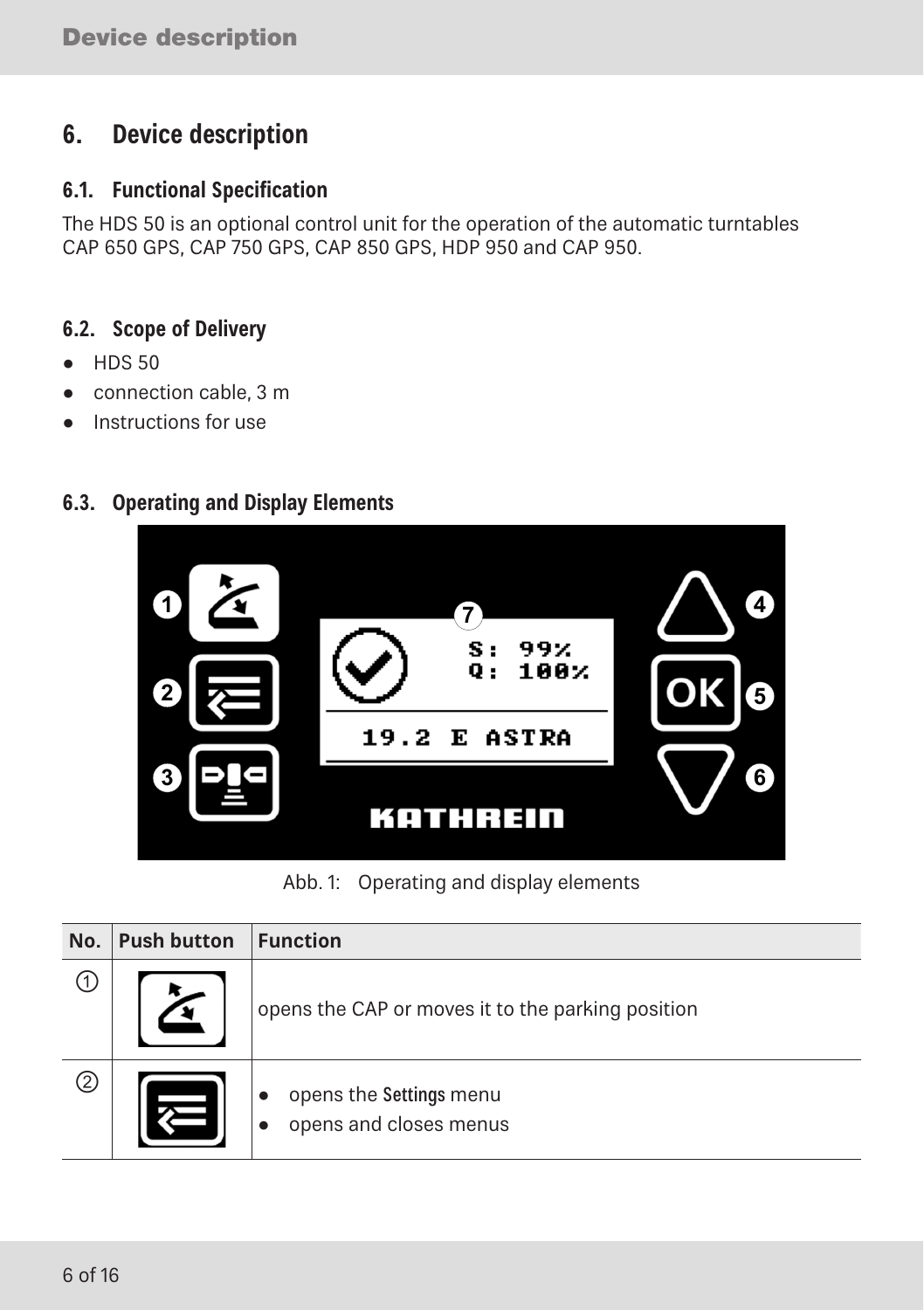# 6. Device description

## 6.1. Functional Specification

The HDS 50 is an optional control unit for the operation of the automatic turntables CAP 650 GPS, CAP 750 GPS, CAP 850 GPS, HDP 950 and CAP 950.

## 6.2. Scope of Delivery

- HDS 50
- connection cable, 3 m
- Instructions for use

## 6.3. Operating and Display Elements

Abb. 1: Operating and display elements

| No. | Push button | Function |
|---|---|---|
| ① | | opens the CAP or moves it to the parking position |
| ② | | • opens the **Settings** menu<br>• opens and closes menus |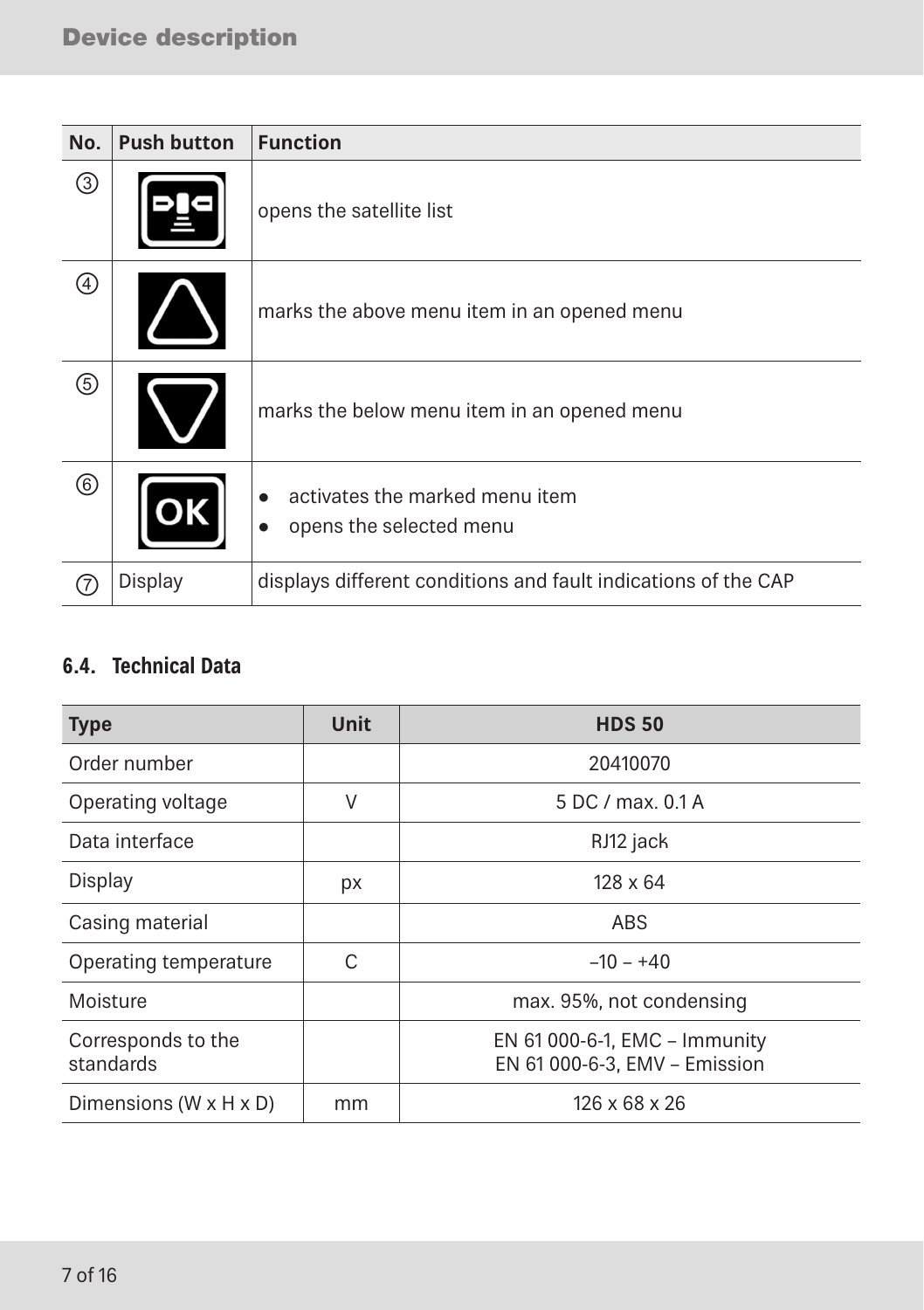| No. | Push button | Function |
|---|---|---|
| ③ | | opens the satellite list |
| ④ | | marks the above menu item in an opened menu |
| ⑤ | | marks the below menu item in an opened menu |
| ⑥ | | ● activates the marked menu item<br>● opens the selected menu |
| ⑦ | Display | displays different conditions and fault indications of the CAP |

## 6.4. Technical Data

| Type | Unit | HDS 50 |
|---|---|---|
| Order number | | 20410070 |
| Operating voltage | V | 5 DC / max. 0.1 A |
| Data interface | | RJ12 jack |
| Display | px | 128 x 64 |
| Casing material | | ABS |
| Operating temperature | C | –10 – +40 |
| Moisture | | max. 95%, not condensing |
| Corresponds to the standards | | EN 61 000-6-1, EMC – Immunity<br>EN 61 000-6-3, EMV – Emission |
| Dimensions (W x H x D) | mm | 126 x 68 x 26 |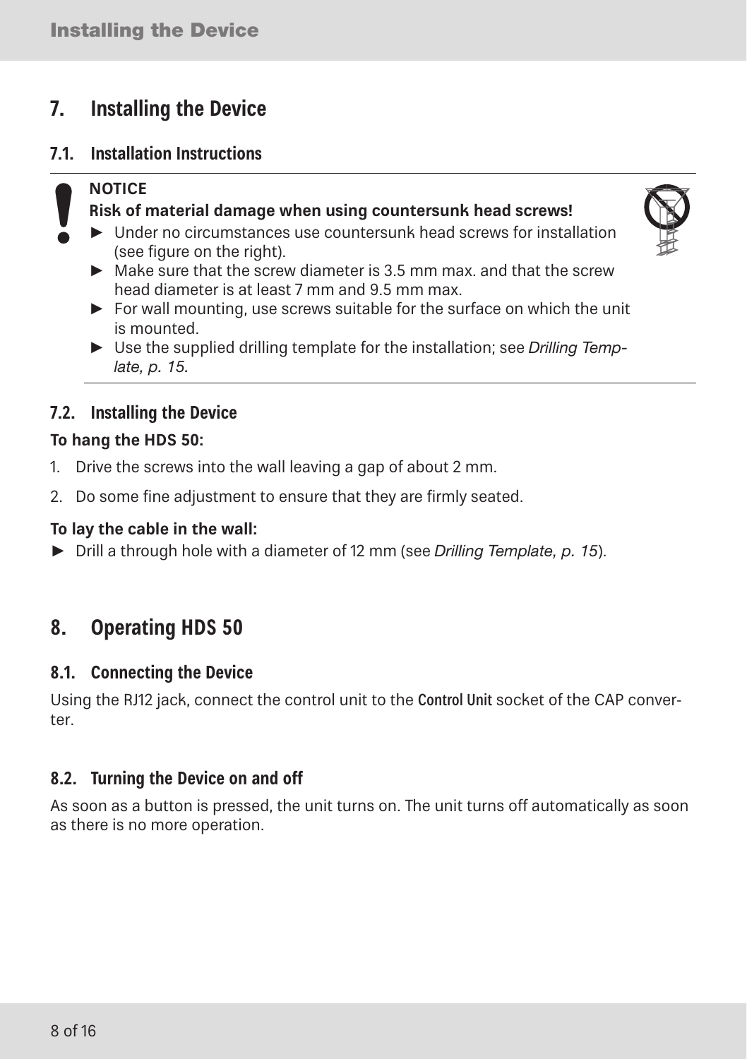# 7. Installing the Device

## 7.1. Installation Instructions

**NOTICE**

**Risk of material damage when using countersunk head screws!**

- ► Under no circumstances use countersunk head screws for installation (see figure on the right).
- ► Make sure that the screw diameter is 3.5 mm max. and that the screw head diameter is at least 7 mm and 9.5 mm max.
- ► For wall mounting, use screws suitable for the surface on which the unit is mounted.
- ► Use the supplied drilling template for the installation; see *Drilling Template, p. 15.*

## 7.2. Installing the Device

**To hang the HDS 50:**

1. Drive the screws into the wall leaving a gap of about 2 mm.
2. Do some fine adjustment to ensure that they are firmly seated.

**To lay the cable in the wall:**

- ► Drill a through hole with a diameter of 12 mm (see *Drilling Template, p. 15*).

# 8. Operating HDS 50

## 8.1. Connecting the Device

Using the RJ12 jack, connect the control unit to the **Control Unit** socket of the CAP converter.

## 8.2. Turning the Device on and off

As soon as a button is pressed, the unit turns on. The unit turns off automatically as soon as there is no more operation.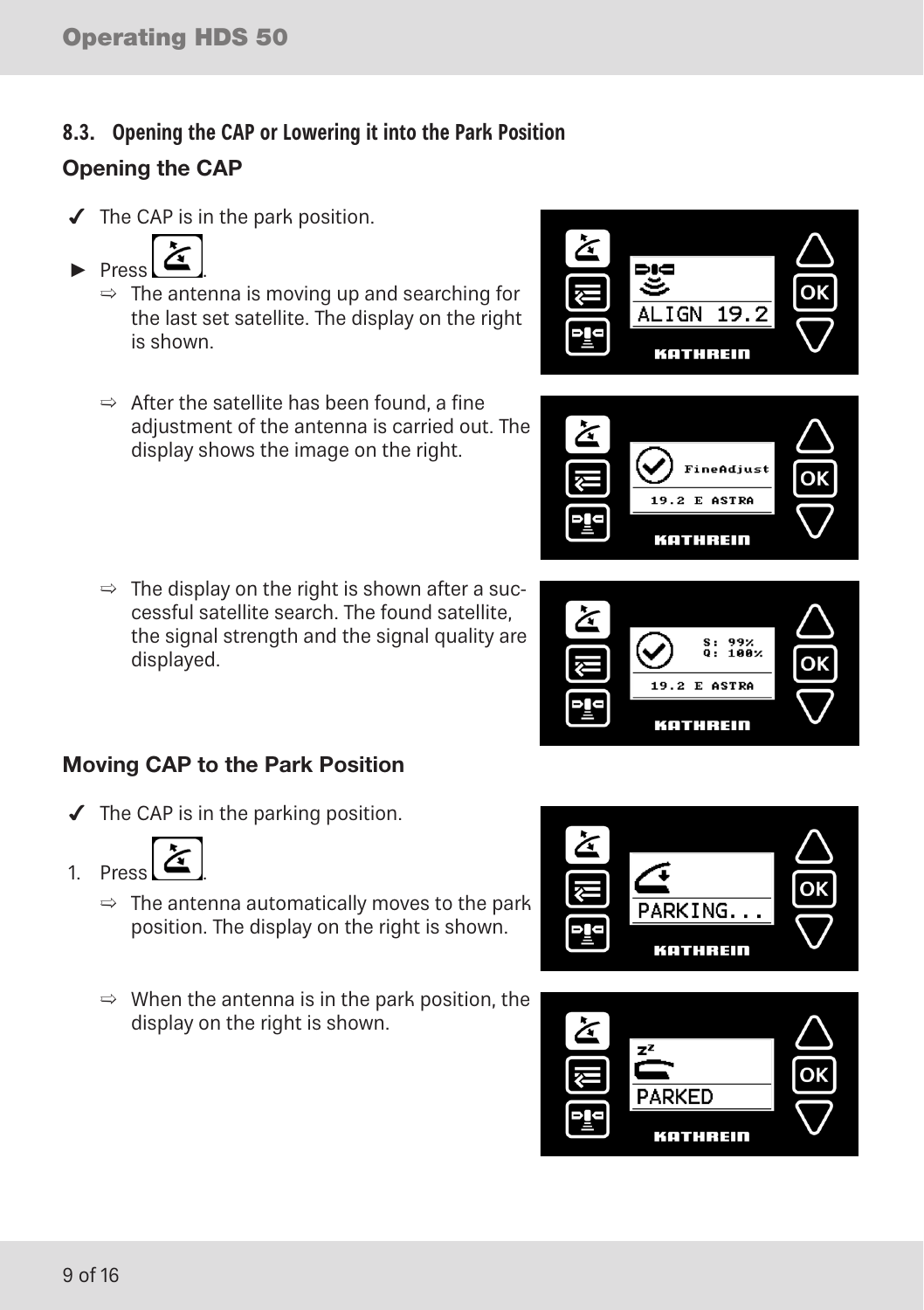## 8.3. Opening the CAP or Lowering it into the Park Position

### Opening the CAP

✔ The CAP is in the park position.

► Press .

⇨ The antenna is moving up and searching for the last set satellite. The display on the right is shown.

⇨ After the satellite has been found, a fine adjustment of the antenna is carried out. The display shows the image on the right.

⇨ The display on the right is shown after a successful satellite search. The found satellite, the signal strength and the signal quality are displayed.

### Moving CAP to the Park Position

✔ The CAP is in the parking position.

1. Press .

⇨ The antenna automatically moves to the park position. The display on the right is shown.

⇨ When the antenna is in the park position, the display on the right is shown.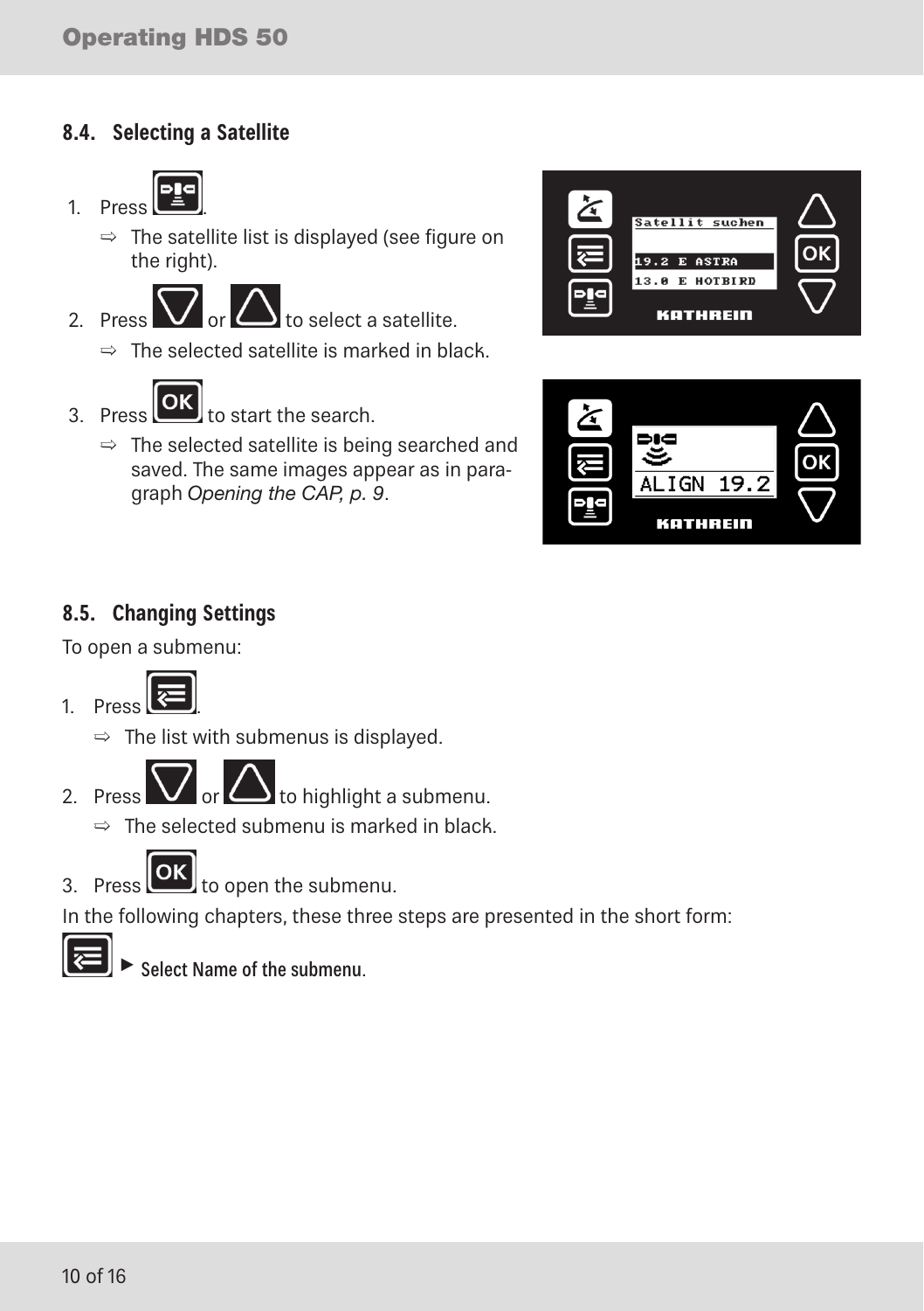## 8.4. Selecting a Satellite

1. Press .
   - ⇨ The satellite list is displayed (see figure on the right).
2. Press  or  to select a satellite.
   - ⇨ The selected satellite is marked in black.
3. Press OK to start the search.
   - ⇨ The selected satellite is being searched and saved. The same images appear as in paragraph *Opening the CAP, p. 9*.

## 8.5. Changing Settings

To open a submenu:

1. Press .
   - ⇨ The list with submenus is displayed.
2. Press  or  to highlight a submenu.
   - ⇨ The selected submenu is marked in black.
3. Press OK to open the submenu.

In the following chapters, these three steps are presented in the short form:

 ▶ **Select Name of the submenu**.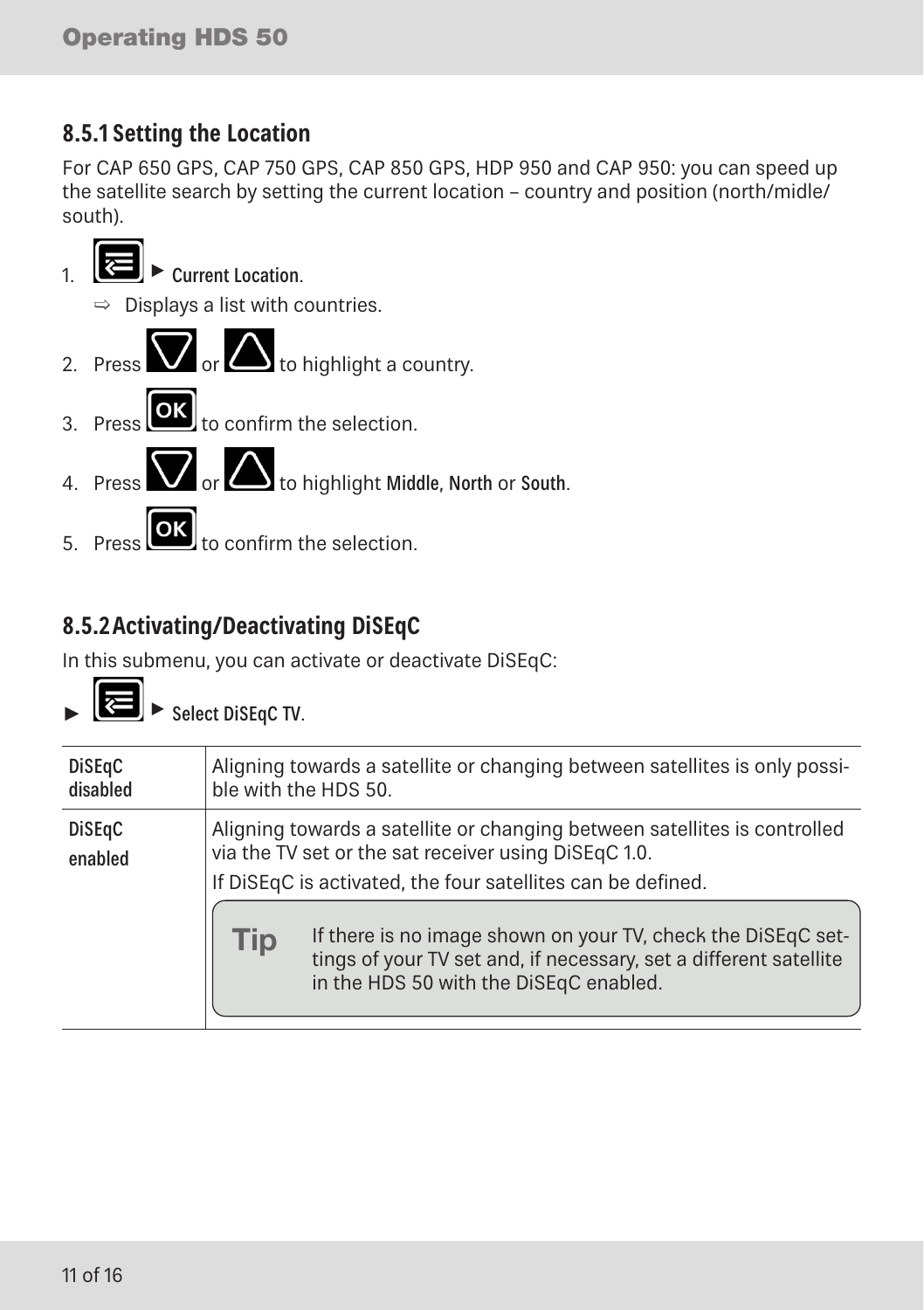### 8.5.1 Setting the Location

For CAP 650 GPS, CAP 750 GPS, CAP 850 GPS, HDP 950 and CAP 950: you can speed up the satellite search by setting the current location – country and position (north/midle/ south).

1. ► **Current Location**.
   ⇨ Displays a list with countries.
2. Press or to highlight a country.
3. Press to confirm the selection.
4. Press or to highlight **Middle**, **North** or **South**.
5. Press to confirm the selection.

### 8.5.2 Activating/Deactivating DiSEqC

In this submenu, you can activate or deactivate DiSEqC:

► ► **Select DiSEqC TV**.

| | |
|---|---|
| **DiSEqC disabled** | Aligning towards a satellite or changing between satellites is only possible with the HDS 50. |
| **DiSEqC enabled** | Aligning towards a satellite or changing between satellites is controlled via the TV set or the sat receiver using DiSEqC 1.0.<br>If DiSEqC is activated, the four satellites can be defined.<br>**Tip** If there is no image shown on your TV, check the DiSEqC settings of your TV set and, if necessary, set a different satellite in the HDS 50 with the DiSEqC enabled. |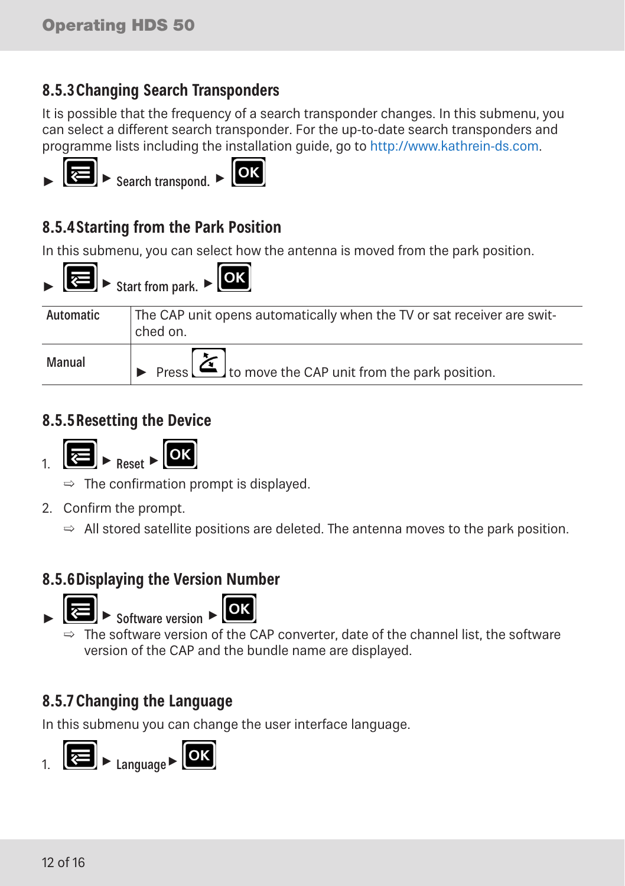### 8.5.3 Changing Search Transponders

It is possible that the frequency of a search transponder changes. In this submenu, you can select a different search transponder. For the up-to-date search transponders and programme lists including the installation guide, go to http://www.kathrein-ds.com.

► [Menu] ► Search transpond. ► [OK]

### 8.5.4 Starting from the Park Position

In this submenu, you can select how the antenna is moved from the park position.

► [Menu] ► Start from park. ► [OK]

| | |
|---|---|
| Automatic | The CAP unit opens automatically when the TV or sat receiver are switched on. |
| Manual | ► Press [ ] to move the CAP unit from the park position. |

### 8.5.5 Resetting the Device

1. [Menu] ► Reset ► [OK]
   ⇨ The confirmation prompt is displayed.
2. Confirm the prompt.
   ⇨ All stored satellite positions are deleted. The antenna moves to the park position.

### 8.5.6 Displaying the Version Number

► [Menu] ► Software version ► [OK]
⇨ The software version of the CAP converter, date of the channel list, the software version of the CAP and the bundle name are displayed.

### 8.5.7 Changing the Language

In this submenu you can change the user interface language.

1. [Menu] ► Language ► [OK]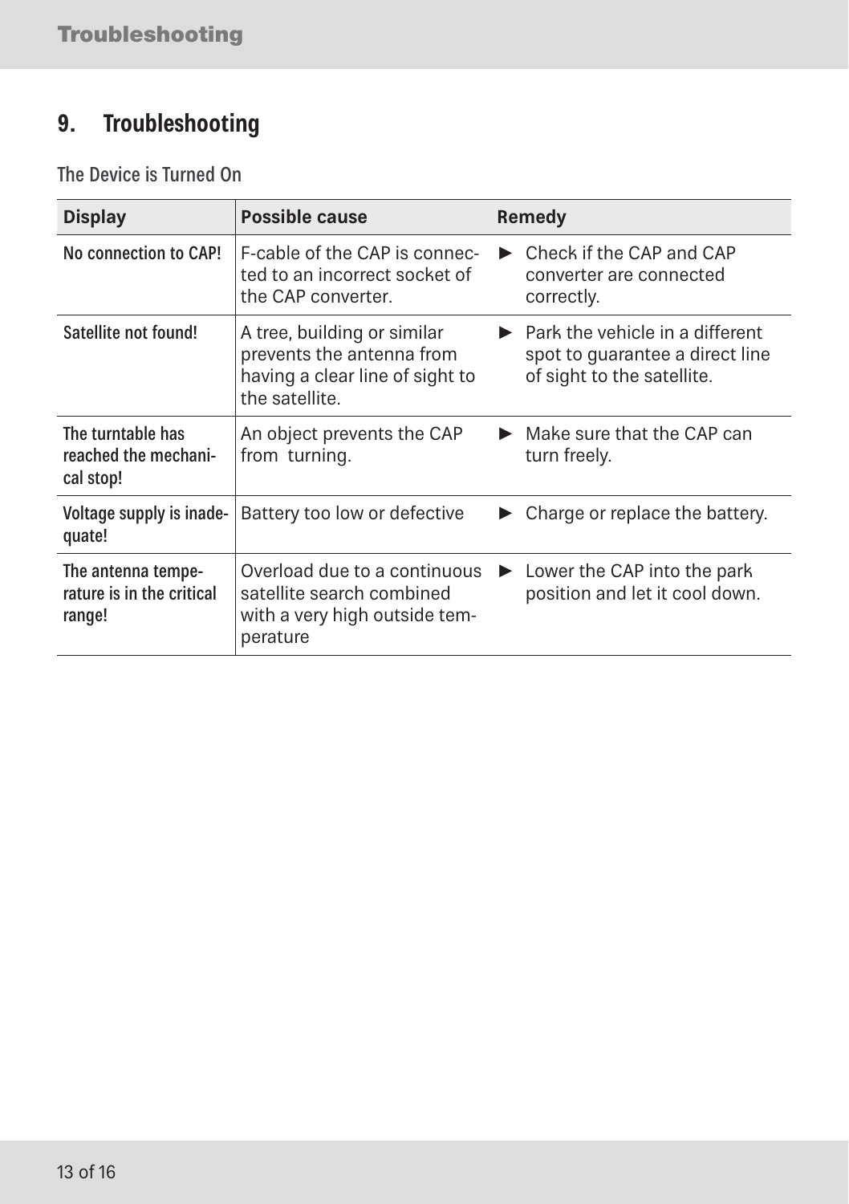# 9. Troubleshooting

## The Device is Turned On

| Display | Possible cause | Remedy |
|---|---|---|
| No connection to CAP! | F-cable of the CAP is connected to an incorrect socket of the CAP converter. | ► Check if the CAP and CAP converter are connected correctly. |
| Satellite not found! | A tree, building or similar prevents the antenna from having a clear line of sight to the satellite. | ► Park the vehicle in a different spot to guarantee a direct line of sight to the satellite. |
| The turntable has reached the mechanical stop! | An object prevents the CAP from turning. | ► Make sure that the CAP can turn freely. |
| Voltage supply is inadequate! | Battery too low or defective | ► Charge or replace the battery. |
| The antenna temperature is in the critical range! | Overload due to a continuous satellite search combined with a very high outside temperature | ► Lower the CAP into the park position and let it cool down. |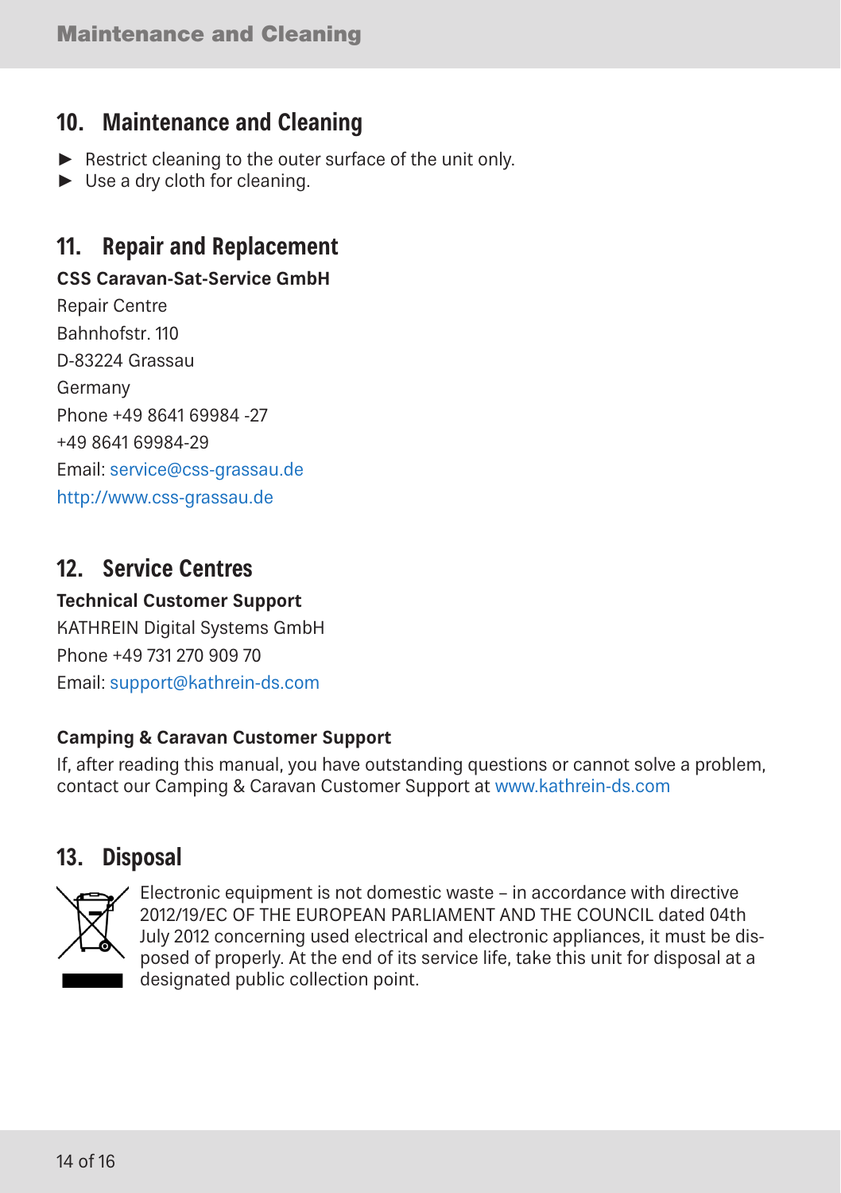## 10. Maintenance and Cleaning

- Restrict cleaning to the outer surface of the unit only.
- Use a dry cloth for cleaning.

## 11. Repair and Replacement

**CSS Caravan-Sat-Service GmbH**
Repair Centre
Bahnhofstr. 110
D-83224 Grassau
Germany
Phone +49 8641 69984 -27
+49 8641 69984-29
Email: service@css-grassau.de
http://www.css-grassau.de

## 12. Service Centres

**Technical Customer Support**
KATHREIN Digital Systems GmbH
Phone +49 731 270 909 70
Email: support@kathrein-ds.com

**Camping & Caravan Customer Support**
If, after reading this manual, you have outstanding questions or cannot solve a problem, contact our Camping & Caravan Customer Support at www.kathrein-ds.com

## 13. Disposal

Electronic equipment is not domestic waste – in accordance with directive 2012/19/EC OF THE EUROPEAN PARLIAMENT AND THE COUNCIL dated 04th July 2012 concerning used electrical and electronic appliances, it must be disposed of properly. At the end of its service life, take this unit for disposal at a designated public collection point.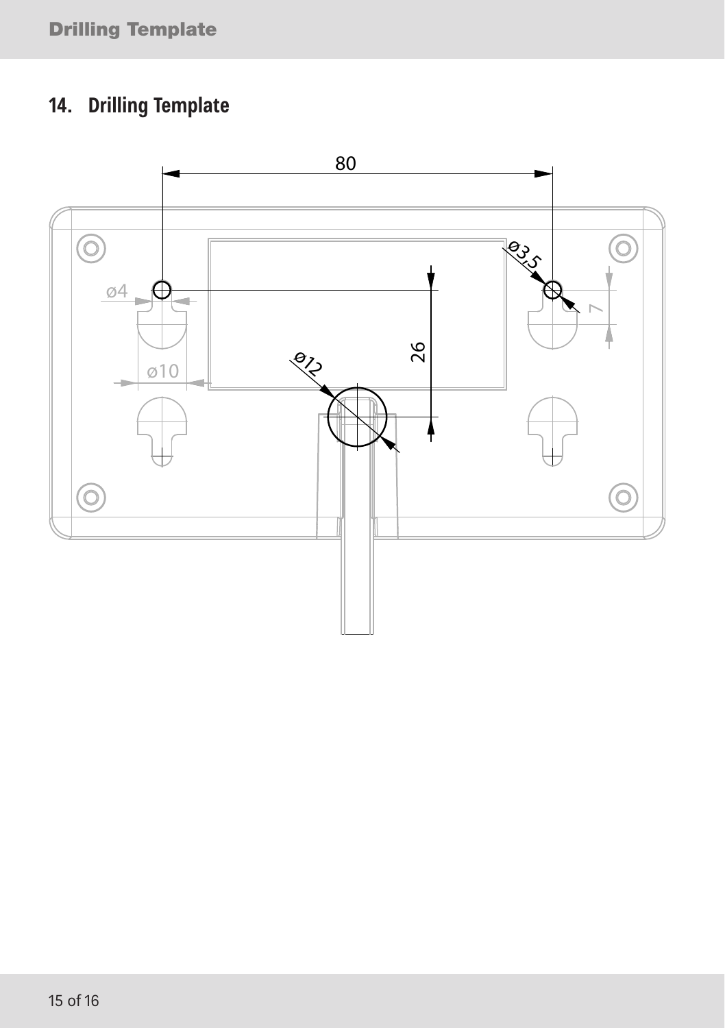# 14. Drilling Template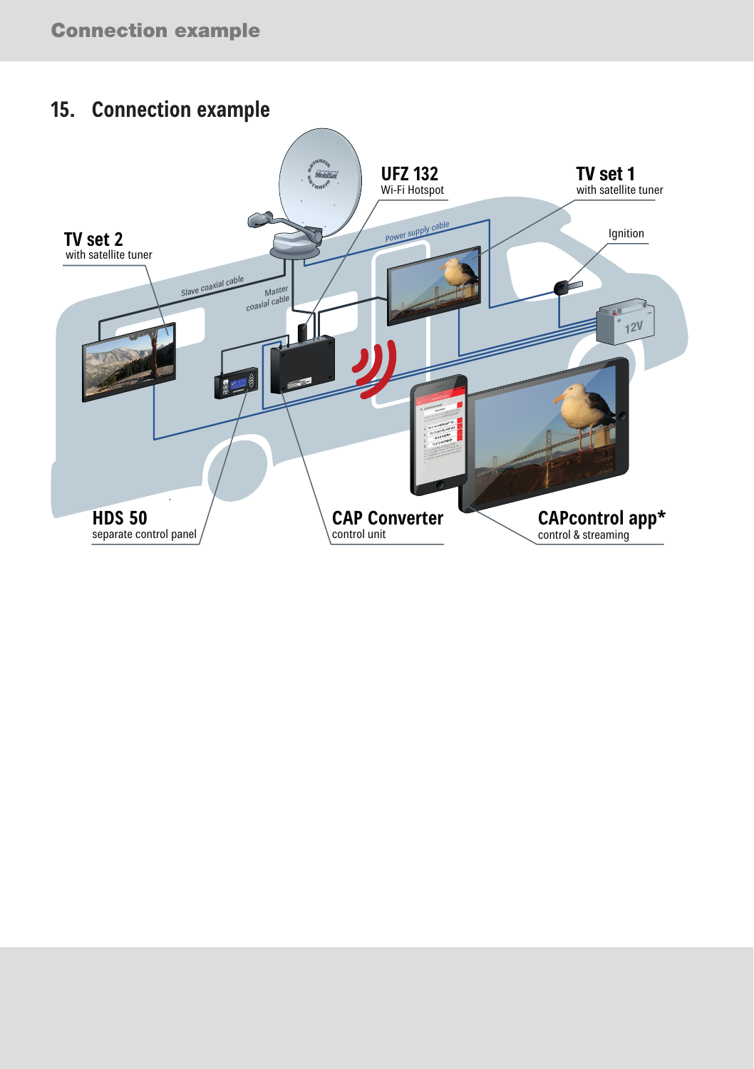## 15. Connection example

TV set 2
with satellite tuner

UFZ 132
Wi-Fi Hotspot

TV set 1
with satellite tuner

Ignition

Power supply cable

Slave coaxial cable

Master coaxial cable

12V

HDS 50
separate control panel

CAP Converter
control unit

CAPcontrol app*
control & streaming